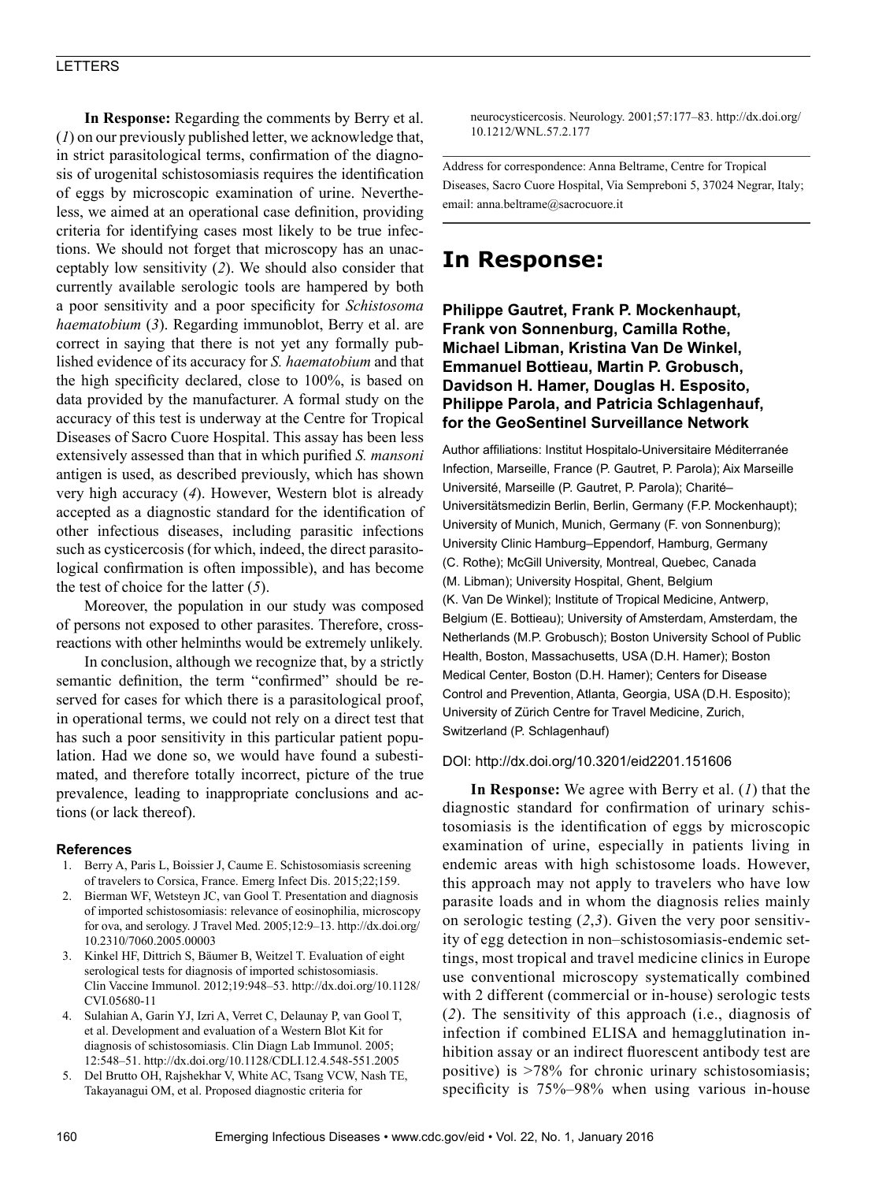**In Response:** Regarding the comments by Berry et al. (*1*) on our previously published letter, we acknowledge that, in strict parasitological terms, confirmation of the diagnosis of urogenital schistosomiasis requires the identification of eggs by microscopic examination of urine. Nevertheless, we aimed at an operational case definition, providing criteria for identifying cases most likely to be true infections. We should not forget that microscopy has an unacceptably low sensitivity (*2*). We should also consider that currently available serologic tools are hampered by both a poor sensitivity and a poor specificity for *Schistosoma haematobium* (*3*). Regarding immunoblot, Berry et al. are correct in saying that there is not yet any formally published evidence of its accuracy for *S. haematobium* and that the high specificity declared, close to 100%, is based on data provided by the manufacturer. A formal study on the accuracy of this test is underway at the Centre for Tropical Diseases of Sacro Cuore Hospital. This assay has been less extensively assessed than that in which purified *S. mansoni* antigen is used, as described previously, which has shown very high accuracy (*4*). However, Western blot is already accepted as a diagnostic standard for the identification of other infectious diseases, including parasitic infections such as cysticercosis (for which, indeed, the direct parasitological confirmation is often impossible), and has become the test of choice for the latter (*5*).

Moreover, the population in our study was composed of persons not exposed to other parasites. Therefore, cross-reactions with other helminths would be extremely unlikely.

In conclusion, although we recognize that, by a strictly semantic definition, the term "confirmed" should be reserved for cases for which there is a parasitological proof, in operational terms, we could not rely on a direct test that has such a poor sensitivity in this particular patient population. Had we done so, we would have found a subestimated, and therefore totally incorrect, picture of the true prevalence, leading to inappropriate conclusions and actions (or lack thereof).

#### References

1. Berry A, Paris L, Boissier J, Caume E. Schistosomiasis screening of travelers to Corsica, France. Emerg Infect Dis. 2015;22;159.
2. Bierman WF, Wetsteyn JC, van Gool T. Presentation and diagnosis of imported schistosomiasis: relevance of eosinophilia, microscopy for ova, and serology. J Travel Med. 2005;12:9–13. http://dx.doi.org/10.2310/7060.2005.00003
3. Kinkel HF, Dittrich S, Bäumer B, Weitzel T. Evaluation of eight serological tests for diagnosis of imported schistosomiasis. Clin Vaccine Immunol. 2012;19:948–53. http://dx.doi.org/10.1128/CVI.05680-11
4. Sulahian A, Garin YJ, Izri A, Verret C, Delaunay P, van Gool T, et al. Development and evaluation of a Western Blot Kit for diagnosis of schistosomiasis. Clin Diagn Lab Immunol. 2005;12:548–51. http://dx.doi.org/10.1128/CDLI.12.4.548-551.2005
5. Del Brutto OH, Rajshekhar V, White AC, Tsang VCW, Nash TE, Takayanagui OM, et al. Proposed diagnostic criteria for neurocysticercosis. Neurology. 2001;57:177–83. http://dx.doi.org/10.1212/WNL.57.2.177

Address for correspondence: Anna Beltrame, Centre for Tropical Diseases, Sacro Cuore Hospital, Via Sempreboni 5, 37024 Negrar, Italy; email: anna.beltrame@sacrocuore.it

# In Response:

**Philippe Gautret, Frank P. Mockenhaupt, Frank von Sonnenburg, Camilla Rothe, Michael Libman, Kristina Van De Winkel, Emmanuel Bottieau, Martin P. Grobusch, Davidson H. Hamer, Douglas H. Esposito, Philippe Parola, and Patricia Schlagenhauf, for the GeoSentinel Surveillance Network**

Author affiliations: Institut Hospitalo-Universitaire Méditerranée Infection, Marseille, France (P. Gautret, P. Parola); Aix Marseille Université, Marseille (P. Gautret, P. Parola); Charité–Universitätsmedizin Berlin, Berlin, Germany (F.P. Mockenhaupt); University of Munich, Munich, Germany (F. von Sonnenburg); University Clinic Hamburg–Eppendorf, Hamburg, Germany (C. Rothe); McGill University, Montreal, Quebec, Canada (M. Libman); University Hospital, Ghent, Belgium (K. Van De Winkel); Institute of Tropical Medicine, Antwerp, Belgium (E. Bottieau); University of Amsterdam, Amsterdam, the Netherlands (M.P. Grobusch); Boston University School of Public Health, Boston, Massachusetts, USA (D.H. Hamer); Boston Medical Center, Boston (D.H. Hamer); Centers for Disease Control and Prevention, Atlanta, Georgia, USA (D.H. Esposito); University of Zürich Centre for Travel Medicine, Zurich, Switzerland (P. Schlagenhauf)

DOI: http://dx.doi.org/10.3201/eid2201.151606

**In Response:** We agree with Berry et al. (*1*) that the diagnostic standard for confirmation of urinary schistosomiasis is the identification of eggs by microscopic examination of urine, especially in patients living in endemic areas with high schistosome loads. However, this approach may not apply to travelers who have low parasite loads and in whom the diagnosis relies mainly on serologic testing (*2*,*3*). Given the very poor sensitivity of egg detection in non–schistosomiasis-endemic settings, most tropical and travel medicine clinics in Europe use conventional microscopy systematically combined with 2 different (commercial or in-house) serologic tests (*2*). The sensitivity of this approach (i.e., diagnosis of infection if combined ELISA and hemagglutination inhibition assay or an indirect fluorescent antibody test are positive) is >78% for chronic urinary schistosomiasis; specificity is 75%–98% when using various in-house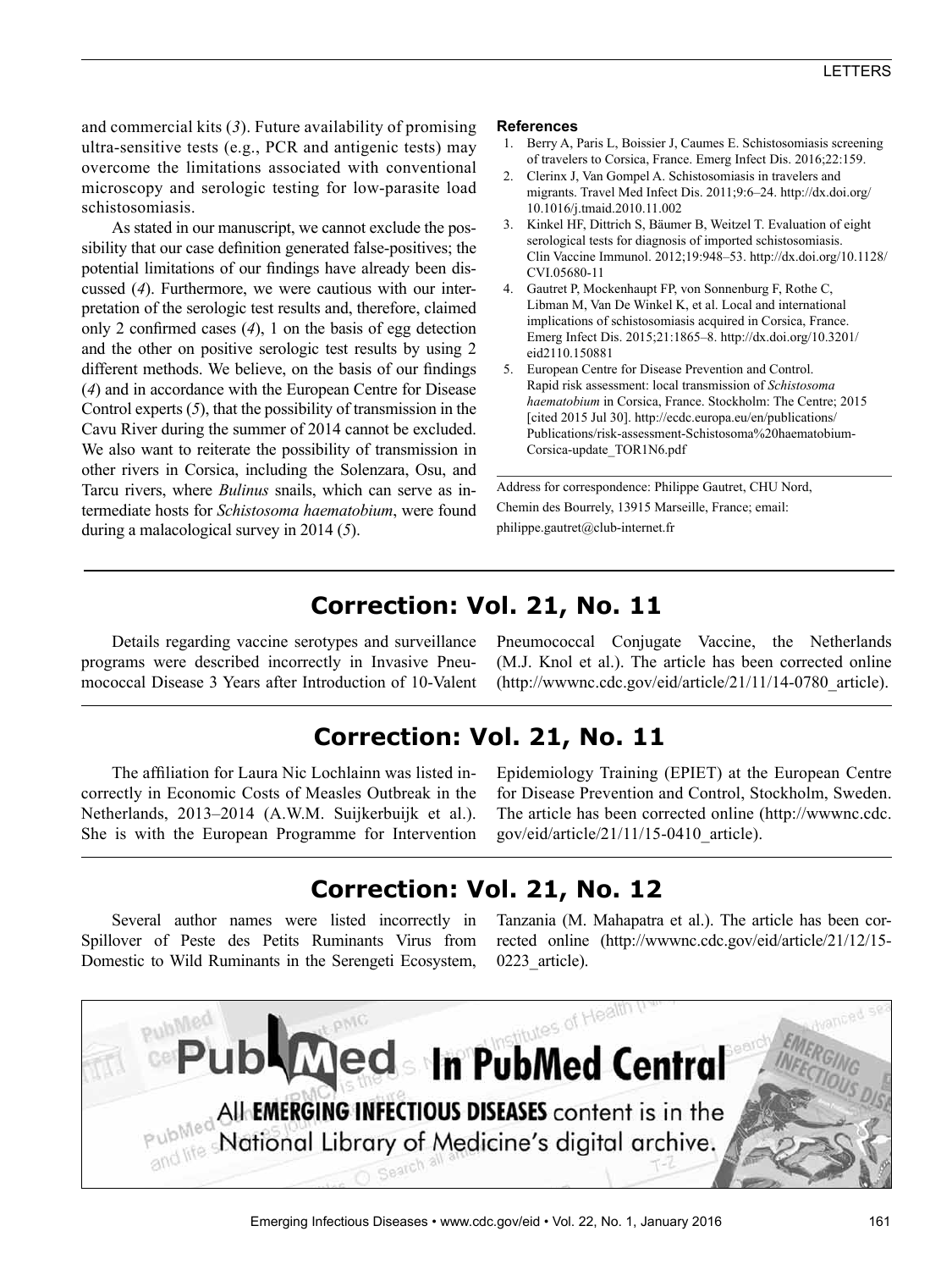and commercial kits (*3*). Future availability of promising ultra-sensitive tests (e.g., PCR and antigenic tests) may overcome the limitations associated with conventional microscopy and serologic testing for low-parasite load schistosomiasis.

As stated in our manuscript, we cannot exclude the possibility that our case definition generated false-positives; the potential limitations of our findings have already been discussed (*4*). Furthermore, we were cautious with our interpretation of the serologic test results and, therefore, claimed only 2 confirmed cases (*4*), 1 on the basis of egg detection and the other on positive serologic test results by using 2 different methods. We believe, on the basis of our findings (*4*) and in accordance with the European Centre for Disease Control experts (*5*), that the possibility of transmission in the Cavu River during the summer of 2014 cannot be excluded. We also want to reiterate the possibility of transmission in other rivers in Corsica, including the Solenzara, Osu, and Tarcu rivers, where *Bulinus* snails, which can serve as intermediate hosts for *Schistosoma haematobium*, were found during a malacological survey in 2014 (*5*).

**References**

1. Berry A, Paris L, Boissier J, Caumes E. Schistosomiasis screening of travelers to Corsica, France. Emerg Infect Dis. 2016;22:159.
2. Clerinx J, Van Gompel A. Schistosomiasis in travelers and migrants. Travel Med Infect Dis. 2011;9:6–24. http://dx.doi.org/10.1016/j.tmaid.2010.11.002
3. Kinkel HF, Dittrich S, Bäumer B, Weitzel T. Evaluation of eight serological tests for diagnosis of imported schistosomiasis. Clin Vaccine Immunol. 2012;19:948–53. http://dx.doi.org/10.1128/CVI.05680-11
4. Gautret P, Mockenhaupt FP, von Sonnenburg F, Rothe C, Libman M, Van De Winkel K, et al. Local and international implications of schistosomiasis acquired in Corsica, France. Emerg Infect Dis. 2015;21:1865–8. http://dx.doi.org/10.3201/eid2110.150881
5. European Centre for Disease Prevention and Control. Rapid risk assessment: local transmission of *Schistosoma haematobium* in Corsica, France. Stockholm: The Centre; 2015 [cited 2015 Jul 30]. http://ecdc.europa.eu/en/publications/Publications/risk-assessment-Schistosoma%20haematobium-Corsica-update_TOR1N6.pdf

Address for correspondence: Philippe Gautret, CHU Nord, Chemin des Bourrely, 13915 Marseille, France; email: philippe.gautret@club-internet.fr

## Correction: Vol. 21, No. 11

Details regarding vaccine serotypes and surveillance programs were described incorrectly in Invasive Pneumococcal Disease 3 Years after Introduction of 10-Valent Pneumococcal Conjugate Vaccine, the Netherlands (M.J. Knol et al.). The article has been corrected online (http://wwwnc.cdc.gov/eid/article/21/11/14-0780_article).

## Correction: Vol. 21, No. 11

The affiliation for Laura Nic Lochlainn was listed incorrectly in Economic Costs of Measles Outbreak in the Netherlands, 2013–2014 (A.W.M. Suijkerbuijk et al.). She is with the European Programme for Intervention Epidemiology Training (EPIET) at the European Centre for Disease Prevention and Control, Stockholm, Sweden. The article has been corrected online (http://wwwnc.cdc.gov/eid/article/21/11/15-0410_article).

## Correction: Vol. 21, No. 12

Several author names were listed incorrectly in Spillover of Peste des Petits Ruminants Virus from Domestic to Wild Ruminants in the Serengeti Ecosystem, Tanzania (M. Mahapatra et al.). The article has been corrected online (http://wwwnc.cdc.gov/eid/article/21/12/15-0223_article).

PubMed In PubMed Central

All EMERGING INFECTIOUS DISEASES content is in the National Library of Medicine's digital archive.